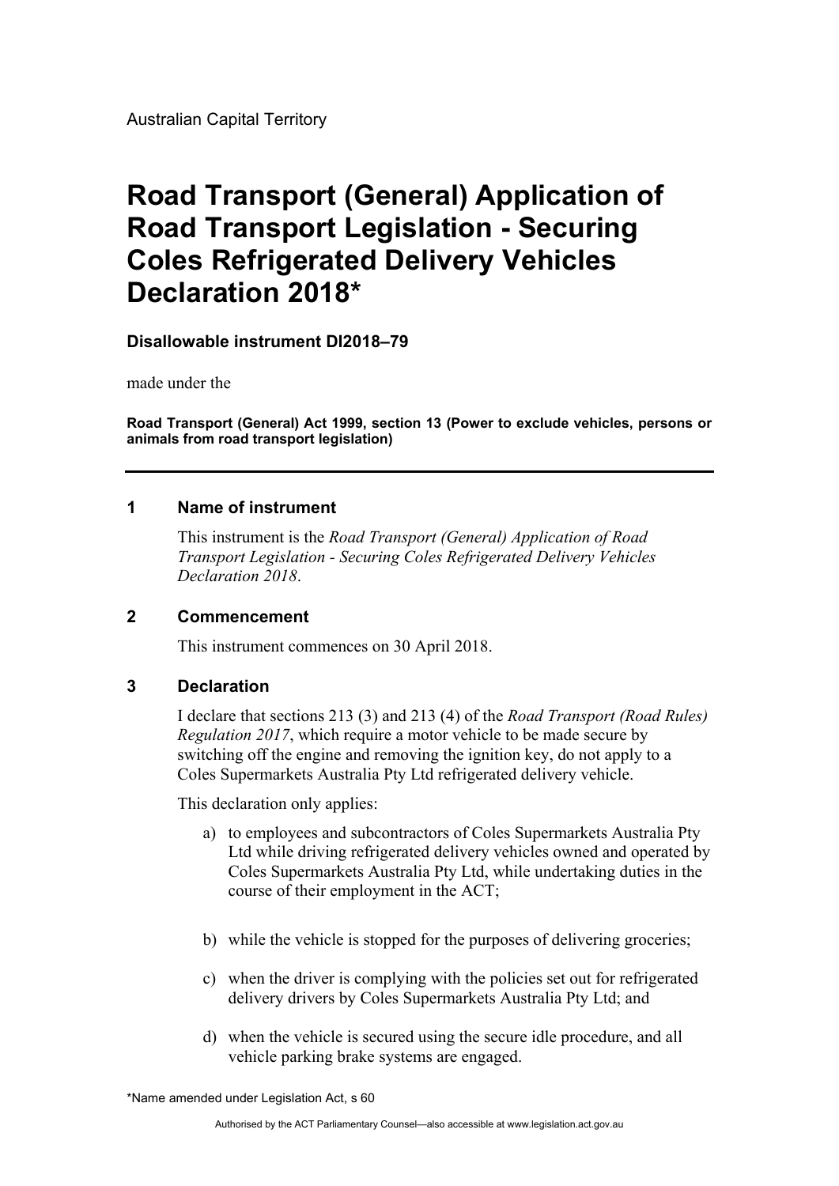Australian Capital Territory

# Road Transport (General) Application of Road Transport Legislation - Securing Coles Refrigerated Delivery Vehicles Declaration 2018*

**Disallowable instrument DI2018–79**

made under the

**Road Transport (General) Act 1999, section 13 (Power to exclude vehicles, persons or animals from road transport legislation)**

---

## 1 Name of instrument

This instrument is the *Road Transport (General) Application of Road Transport Legislation - Securing Coles Refrigerated Delivery Vehicles Declaration 2018*.

## 2 Commencement

This instrument commences on 30 April 2018.

## 3 Declaration

I declare that sections 213 (3) and 213 (4) of the *Road Transport (Road Rules) Regulation 2017*, which require a motor vehicle to be made secure by switching off the engine and removing the ignition key, do not apply to a Coles Supermarkets Australia Pty Ltd refrigerated delivery vehicle.

This declaration only applies:

a) to employees and subcontractors of Coles Supermarkets Australia Pty Ltd while driving refrigerated delivery vehicles owned and operated by Coles Supermarkets Australia Pty Ltd, while undertaking duties in the course of their employment in the ACT;

b) while the vehicle is stopped for the purposes of delivering groceries;

c) when the driver is complying with the policies set out for refrigerated delivery drivers by Coles Supermarkets Australia Pty Ltd; and

d) when the vehicle is secured using the secure idle procedure, and all vehicle parking brake systems are engaged.

*Name amended under Legislation Act, s 60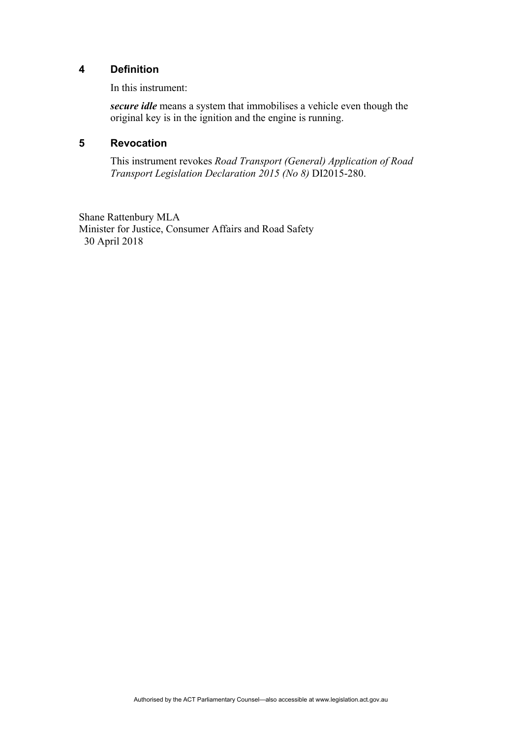## 4 Definition

In this instrument:

***secure idle*** means a system that immobilises a vehicle even though the original key is in the ignition and the engine is running.

## 5 Revocation

This instrument revokes *Road Transport (General) Application of Road Transport Legislation Declaration 2015 (No 8)* DI2015-280.

Shane Rattenbury MLA
Minister for Justice, Consumer Affairs and Road Safety
30 April 2018